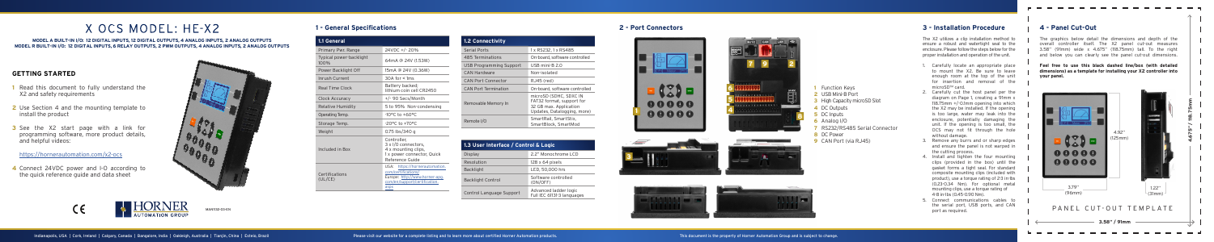# X OCS MODEL: HE-X2

**MODEL A BUILT-IN I/O: 12 DIGITAL INPUTS, 12 DIGITAL OUTPUTS, 4 ANALOG INPUTS, 2 ANALOG OUTPUTS**
**MODEL R BUILT-IN I/O: 12 DIGITAL INPUTS, 6 RELAY OUTPUTS, 2 PWM OUTPUTS, 4 ANALOG INPUTS, 2 ANALOG OUTPUTS**

## GETTING STARTED

1. Read this document to fully understand the X2 and safety requirements
2. Use Section 4 and the mounting template to install the product
3. See the X2 start page with a link for programming software, more product details, and helpful videos:

https://hornerautomation.com/x2-ocs

4. Connect 24VDC power and I-O according to the quick reference guide and data sheet

MAN1138-03-EN

## 1 - General Specifications

| 1.1 General | |
|---|---|
| Primary Pwr. Range | 24VDC +/- 20% |
| Typical power backlight 100% | 64mA @ 24V (1.53W) |
| Power Backlight Off | 15mA @ 24V (0.36W) |
| Inrush Current | 30A for < 1ms |
| Real Time Clock | Battery backed; lithium coin cell CR2450 |
| Clock Accuracy | +/- 90 Secs/Month |
| Relative Humidity | 5 to 95% Non-condensing |
| Operating Temp. | -10°C to +60°C |
| Storage Temp. | -20°C to +70°C |
| Weight | 0.75 lbs/340 g |
| Included in Box | Controller, 3 x I/O connectors, 4 x mounting clips, 1 x power connector, Quick Reference Guide |
| Certifications (UL/CE) | USA: https://hornerautomation.com/certifications/ Europe: http://www.horner-apg.com/en/support/certification.aspx |

| 1.2 Connectivity | |
|---|---|
| Serial Ports | 1 x RS232, 1 x RS485 |
| 485 Terminations | On-board, software controlled |
| USB Programming Support | USB mini-B 2.0 |
| CAN Hardware | Non-isolated |
| CAN Port Connector | RJ45 (red) |
| CAN Port Termination | On-board, software controlled |
| Removable Memory In | microSD (SDHC, SDXC IN FAT32 format, support for 32 GB max. Application Updates, Datalogging, more) |
| Remote I/O | SmartRail, SmartStix, SmartBlock, SmartMod |

| 1.3 User Interface / Control & Logic | |
|---|---|
| Display | 2.2" Monochrome LCD |
| Resolution | 128 x 64 pixels |
| Backlight | LED, 50,000 hrs |
| Backlight Control | Software controlled (ON/OFF) |
| Control Language Support | Advanced ladder logic Full IEC 61131-3 languages |

## 2 - Port Connectors

1. Function Keys
2. USB Mini-B Port
3. High Capacity microSD Slot
4. DC Outputs
5. DC Inputs
6. Analog I/O
7. RS232/RS485 Serial Connector
8. DC Power
9. CAN Port (via RJ45)

## 3 - Installation Procedure

The X2 utilizes a clip installation method to ensure a robust and watertight seal to the enclosure. Please follow the steps below for the proper installation and operation of the unit.

1. Carefully locate an appropriate place to mount the X2. Be sure to leave enough room at the top of the unit for insertion and removal of the microSD™ card.
2. Carefully cut the host panel per the diagram on Page 1, creating a 91mm x 118.75mm +/-0.1mm opening into which the X2 may be installed. If the opening is too large, water may leak into the enclosure, potentially damaging the unit. If the opening is too small, the OCS may be hard to fit through the hole without damage.
3. Remove any burrs and or sharp edges and ensure the panel is not warped in the cutting process.
4. Install and tighten the four mounting clips (provided in the box) until the gasket forms a tight seal. For standard composite mounting clips (included with product), use a torque rating of 2-3 in-lbs (0.23-0.34 Nm). For optional metal mounting clips, use a torque rating of 4-8 in-lbs (0.45-0.90 Nm).
5. Connect communications cables to the serial port, USB ports, and CAN port as required.

## 4 - Panel Cut-Out

The graphics below detail the dimensions and depth of the overall controller itself. The X2 panel cut-out measures 3.58" (91mm) wide x 4.675" (118.75mm) tall. To the right and below you can clearly see the panel cut-out dimensions.

**Feel free to use this black dashed line/box (with detailed dimensions) as a template for installing your X2 controller into your panel.**

4.92" (125mm)

3.77" (96mm)

1.22" (31mm)

4.675"/ 118.75mm

PANEL CUT-OUT TEMPLATE

3.58" / 91mm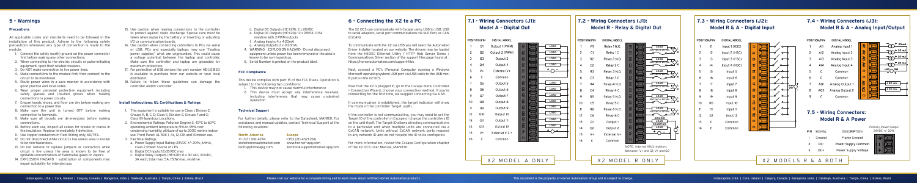## 5 - Warnings

### Precautions

All applicable codes and standards need to be followed in the installation of this product. Adhere to the following safety precautions whenever any type of connection is made to the module:

1. Connect the safety (earth) ground on the power connector first before making any other connections.
2. When connecting to the electric circuits or pulse-initiating equipment, open their related breakers.
3. Do NOT make connection to live power lines.
4. Make connections to the module first; then connect to the circuit to be monitored.
5. Route power wires in a save manner in accordance with good practice and local codes.
6. Wear proper personal protective equipment including safety glasses and insulted gloves when making connections to power circuits.
7. Ensure hands, shoes, and floor are dry before making any connection to a power line.
8. Make sure the unit is turned OFF before making connection to terminals.
9. Make sure all circuits are deenergized before making connections.
10. Before each use, inspect all cables for breaks or cracks in the insulation. Replace immediately if defective.
11. Use copper conductors in Field Wiring only, 60/75°C.
12. Do not disconnect while circuit is live unless area is known to be non-hazardous.
13. Do not remove or replace jumpers or connectors while circuit is live unless the area is known to be free of ignitable concentrations of flammable gases or vapors.
14. EXPLOSION HAZARD - substitution of components may impair suitability for intended use.
15. Use caution when making connections to the controller to protect against static discharge. Special care must be taken when replacing the battery or inserting or adjusting I/O or communication boards.
16. Use caution when connecting controllers to PCs via serial or USB. PCs and especially laptops may use "floating power supplies" that are ungrounded. This could cause a voltage potential between the laptop and controller. Make sure the controller and laptop are grounded for maximum protection.
17. For protection of USB devices the part number HE-USBSO is available to purchase from our website or your local distributor.
18. Failure to follow these guidelines can damage the controller and/or controller.

### Install Instructions: UL Certifications & Ratings

1. This equipment is suitable for use in Class I, Division 2, Groups A, B, C, D; Class II, Division 2, Groups F and G; Class III hazardous Locations.
2. Environmental Ratings: Pollution Degree 2: 10°C to 60°C operating ambient temperature; 5% to 95% non-condensing humidity; altitude of up to 2000 meters indoor use. Front Panel: UL 50E 1, 4x, 12, 12k and 13 indoor use.
3. Electrical Ratings
   a. Power Supply Input Rating: 24VDC +/- 20%, 64mA, Class 2 Power Source or LPS
   b. Digital DC Inputs: 12v35VDC max
   c. Digital Relay Outputs (HE-X2R): 6 x 30 VAC, 60VDC, 3A each, total max. 5A, 150W max, resistive.
   d. Digital DC Outputs (HE-X2R): 2 x 28VDC
   e. Digital DC Outputs (HE-X2A): 12 x 28VDC 0.5A resistive with 2 PWM outputs
   f. Analog Inputs: 4 x 4-20mA
   g. Analog Outputs: 2 x 0-20mA.
4. WARNING - EXPLOSION HAZARD - Do not disconnect equipment unless power has been removed or the area is known to be non-hazardous.
5. Serial Number is printed on the product label.

### FCC Compliance

This device complies with part 15 of the FCC Rules. Operation is subject to the following two conditions:

1. This device may not cause harmful interference
2. This device must accept any interference received, including interference that may cause undesired operation

### Technical Support

For further details, please refer to the Datasheet, MAN1131. For assistance and manual updates, contact Technical Support at the following locations:

**North America**
+1 (317) 916-4274
www.hornerautomation.com
techsppt@heapg.com

**Europe**
+353 (21) 4321-266
www.horner-apg.com
technical.support@horner-apg.com

## 6 - Connecting the X2 to a PC

The X2 OCS can communicate with Cscape using USB to USB, USB to serial adapters, serial port communications via MJ1 Port, or CAN (CsCAN).

To communicate with the X2 via USB you will need the Automated Driver Installer located on our website. The drivers may be loaded from the HEXCE Ethernet Utility / HTTP Web Server Demo / Communications Driver section of the support files page found at : https://hornerautomation.com/support-files

Next, connect a PC's (Personal Computer running a Windows Microsoft operating system) USB port via USB cable to the USB mini B port on the X2 OCS.

Now that the X2 is plugged in, go to the Cscape menu Controller / Connection Wizard, choose your connection method. If you're connecting for the first time, we suggest connecting via USB.

If communication is established, the target indicator will show the mode of the controller Target: yy(R).

If the controller is not communicating, you may need to set the Target ID of the controller in Cscape or change the controllers ID on the unit itself. The Target ID allows directing communications to a particular unit when multiple units are connected via a CsCAN network. Units without CsCAN network ports respond to any network ID and do not require the ID to be configured.

For more information, review the Cscape Configuration chapter of the X2 OCS User Manual, MAN1130.

## 7.1 - Wiring Connectors (J1): Model A - Digital Out

| POSITION/PIN | DIGITAL MODEL |
|---|---|
| 1 | Q1 Output 1 (PWM) |
| 2 | Q2 Output 2 (PWM) |
| 3 | Q3 Output 3 |
| 4 | Q4 Output 4 |
| 5 | V+ External V+ |
| 6 | C Common |
| 7 | Q5 Output 5 |
| 8 | Q6 Output 6 |
| 9 | Q7 Output 7 |
| 10 | Q8 Output 8 |
| 11 | Q9 Output 9 |
| 12 | Q10 Output 10 |
| 13 | Q11 Output 11 |
| 14 | Q12 Output 12 |
| 15 | V+ External V 2 + |
| 16 | C Common |

X2 MODEL A ONLY

## 7.2 - Wiring Connectors (J1): Model R - Relay & Digital Out

| POSITION/PIN | DIGITAL MODEL |
|---|---|
| 1 | R1 Relay 1 N.O. |
| 2 | C1 Relay 1 C |
| 3 | R2 Relay 2 N.O. |
| 4 | C2 Relay 2 C |
| 5 | R3 Relay 3 N.O. |
| 6 | C3 Relay 3 C |
| 7 | R4 Relay 4 N.O. |
| 8 | C4 Relay 4 C |
| 9 | R5 Relay 5 N.O. |
| 10 | C5 Relay 5 C |
| 11 | R6 Relay 6 N.O. |
| 12 | C6 Relay 6 C |
| 13 | Q1 Output 1 |
| 14 | Q2 Output 2 |
| 15 | V+ External V+ |
| 16 | C Common |

NOTE: Internal 10kΩ resistors between V+ and Q1, V+ and Q2

X2 MODEL R ONLY

## 7.3 - Wiring Connectors (J2): Model R & A - Digital Input

| POSITION/PIN | DIGITAL MODEL |
|---|---|
| 1 | I1 Input 1 (HSC) |
| 2 | I2 Input 2 (HSC) |
| 3 | I3 Input 3 (HSC) |
| 4 | I4 Input 4 (HSC) |
| 5 | I5 Input 5 |
| 6 | I6 Input 6 |
| 7 | I7 Input 7 |
| 8 | I8 Input 8 |
| 9 | I9 Input 9 |
| 10 | I10 Input 10 |
| 11 | I11 Input 11 |
| 12 | I12 Input 12 |
| 13 | C Common |
| 14 | C Common |

## 7.4 - Wiring Connectors (J3): Model R & A - Analog Input/Output

| POSITION/PIN | DIGITAL MODEL |
|---|---|
| 1 | AI1 Analog input 1 |
| 2 | AI2 Analog input 2 |
| 3 | AI3 Analog input 3 |
| 4 | AI4 Analog input 4 |
| 5 | C Common |
| 6 | C Common |
| 7 | AQ1 Analog Output 1 |
| 8 | AQ2 Analog Output 2 |
| 9 | C Common |

## 7.5 - Wiring Connectors: Model R & A Power

| PIN | SIGNAL | DESCRIPTION |
|---|---|---|
| 1 | Ground | Frame Ground |
| 2 | DC- | Power Supply Common |
| 3 | DC+ | Power Supply Voltage |

Primary Power Range: 24VDC +/- 20%

X2 MODELS R & A BOTH